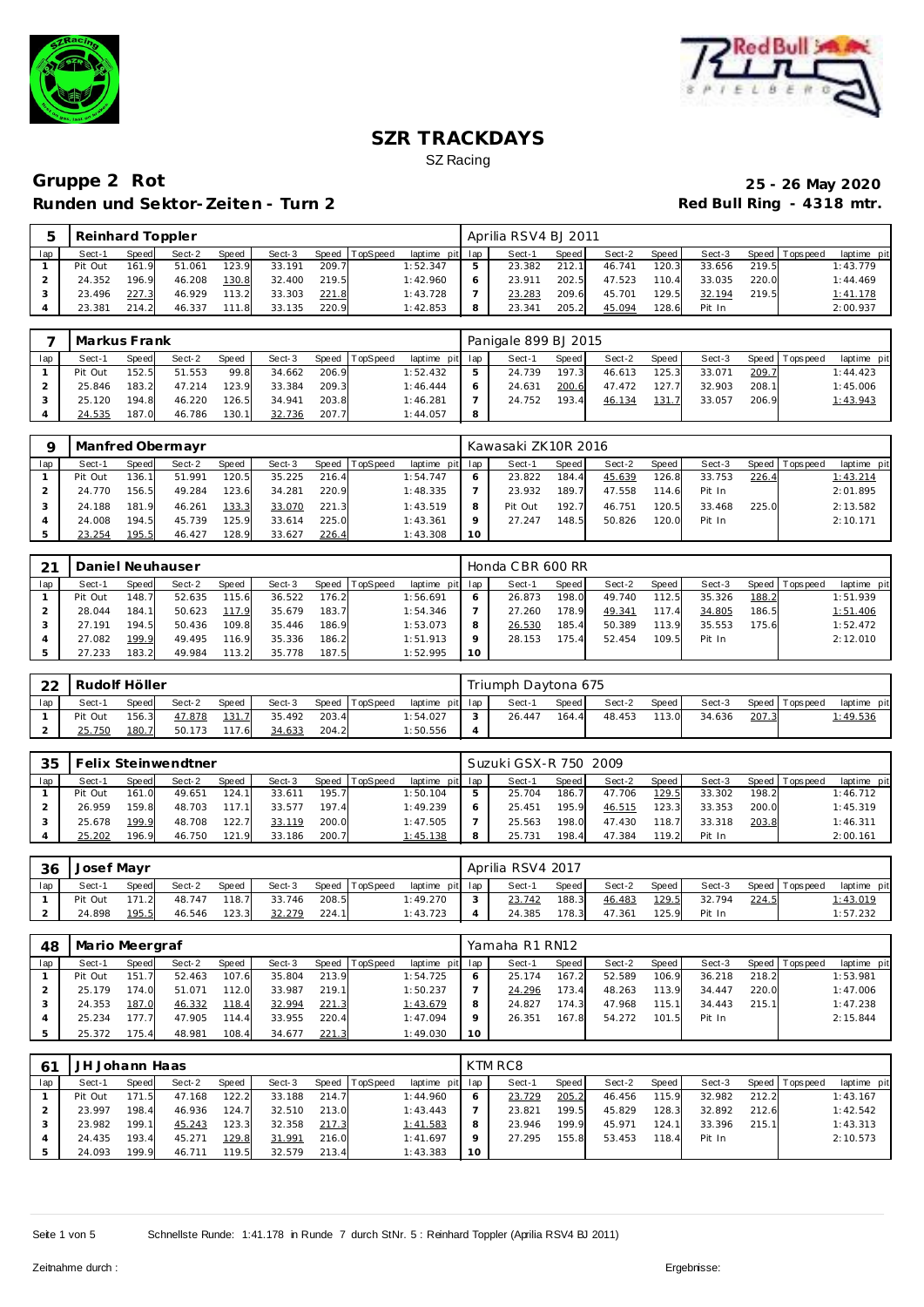# SZR TRACKDAYS

SZ Racing

## Gruppe 2 Rot

**25 - 26 May 2020**

### Runden und Sektor-Zeiten - Turn 2

**Red Bull Ring - 4318 mtr.**

| 5 | Reinhard Toppler | | | | | | | | Aprilia RSV4 BJ 2011 | | | | | | | | |
|---|---|---|---|---|---|---|---|---|---|---|---|---|---|---|---|---|---|
| lap | Sect-1 | Speed | Sect-2 | Speed | Sect-3 | Speed | TopSpeed | laptime pit | lap | Sect-1 | Speed | Sect-2 | Speed | Sect-3 | Speed | Topspeed | laptime pit |
| 1 | Pit Out | 161.9 | 51.061 | 123.9 | 33.191 | 209.7 | | 1:52.347 | 5 | 23.382 | 212.1 | 46.741 | 120.3 | 33.656 | 219.5 | | 1:43.779 |
| 2 | 24.352 | 196.9 | 46.208 | 130.8 | 32.400 | 219.5 | | 1:42.960 | 6 | 23.911 | 202.5 | 47.523 | 110.4 | 33.035 | 220.0 | | 1:44.469 |
| 3 | 23.496 | 227.3 | 46.929 | 113.2 | 33.303 | 221.8 | | 1:43.728 | 7 | 23.283 | 209.6 | 45.701 | 129.5 | 32.194 | 219.5 | | 1:41.178 |
| 4 | 23.381 | 214.2 | 46.337 | 111.8 | 33.135 | 220.9 | | 1:42.853 | 8 | 23.341 | 205.2 | 45.094 | 128.6 | Pit In | | | 2:00.937 |

| 7 | Markus Frank | | | | | | | | Panigale 899 BJ 2015 | | | | | | | | |
|---|---|---|---|---|---|---|---|---|---|---|---|---|---|---|---|---|---|
| lap | Sect-1 | Speed | Sect-2 | Speed | Sect-3 | Speed | TopSpeed | laptime pit | lap | Sect-1 | Speed | Sect-2 | Speed | Sect-3 | Speed | Topspeed | laptime pit |
| 1 | Pit Out | 152.5 | 51.553 | 99.8 | 34.662 | 206.9 | | 1:52.432 | 5 | 24.739 | 197.3 | 46.613 | 125.3 | 33.071 | 209.7 | | 1:44.423 |
| 2 | 25.846 | 183.2 | 47.214 | 123.9 | 33.384 | 209.3 | | 1:46.444 | 6 | 24.631 | 200.6 | 47.472 | 127.7 | 32.903 | 208.1 | | 1:45.006 |
| 3 | 25.120 | 194.8 | 46.220 | 126.5 | 34.941 | 203.8 | | 1:46.281 | 7 | 24.752 | 193.4 | 46.134 | 131.7 | 33.057 | 206.9 | | 1:43.943 |
| 4 | 24.535 | 187.0 | 46.786 | 130.1 | 32.736 | 207.7 | | 1:44.057 | 8 | | | | | | | | |

| 9 | Manfred Obermayr | | | | | | | | Kawasaki ZK10R 2016 | | | | | | | | |
|---|---|---|---|---|---|---|---|---|---|---|---|---|---|---|---|---|---|
| lap | Sect-1 | Speed | Sect-2 | Speed | Sect-3 | Speed | TopSpeed | laptime pit | lap | Sect-1 | Speed | Sect-2 | Speed | Sect-3 | Speed | Topspeed | laptime pit |
| 1 | Pit Out | 136.1 | 51.991 | 120.5 | 35.225 | 216.4 | | 1:54.747 | 6 | 23.822 | 184.4 | 45.639 | 126.8 | 33.753 | 226.4 | | 1:43.214 |
| 2 | 24.770 | 156.5 | 49.284 | 123.6 | 34.281 | 220.9 | | 1:48.335 | 7 | 23.932 | 189.7 | 47.558 | 114.6 | Pit In | | | 2:01.895 |
| 3 | 24.188 | 181.9 | 46.261 | 133.3 | 33.070 | 221.3 | | 1:43.519 | 8 | Pit Out | 192.7 | 46.751 | 120.5 | 33.468 | 225.0 | | 2:13.582 |
| 4 | 24.008 | 194.5 | 45.739 | 125.9 | 33.614 | 225.0 | | 1:43.361 | 9 | 27.247 | 148.5 | 50.826 | 120.0 | Pit In | | | 2:10.171 |
| 5 | 23.254 | 195.5 | 46.427 | 128.9 | 33.627 | 226.4 | | 1:43.308 | 10 | | | | | | | | |

| 21 | Daniel Neuhauser | | | | | | | | Honda CBR 600 RR | | | | | | | | |
|---|---|---|---|---|---|---|---|---|---|---|---|---|---|---|---|---|---|
| lap | Sect-1 | Speed | Sect-2 | Speed | Sect-3 | Speed | TopSpeed | laptime pit | lap | Sect-1 | Speed | Sect-2 | Speed | Sect-3 | Speed | Topspeed | laptime pit |
| 1 | Pit Out | 148.7 | 52.635 | 115.6 | 36.522 | 176.2 | | 1:56.691 | 6 | 26.873 | 198.0 | 49.740 | 112.5 | 35.326 | 188.2 | | 1:51.939 |
| 2 | 28.044 | 184.1 | 50.623 | 117.9 | 35.679 | 183.7 | | 1:54.346 | 7 | 27.260 | 178.9 | 49.341 | 117.4 | 34.805 | 186.5 | | 1:51.406 |
| 3 | 27.191 | 194.5 | 50.436 | 109.8 | 35.446 | 186.9 | | 1:53.073 | 8 | 26.530 | 185.4 | 50.389 | 113.9 | 35.553 | 175.6 | | 1:52.472 |
| 4 | 27.082 | 199.9 | 49.495 | 116.9 | 35.336 | 186.2 | | 1:51.913 | 9 | 28.153 | 175.4 | 52.454 | 109.5 | Pit In | | | 2:12.010 |
| 5 | 27.233 | 183.2 | 49.984 | 113.2 | 35.778 | 187.5 | | 1:52.995 | 10 | | | | | | | | |

| 22 | Rudolf Höller | | | | | | | | Triumph Daytona 675 | | | | | | | | |
|---|---|---|---|---|---|---|---|---|---|---|---|---|---|---|---|---|---|
| lap | Sect-1 | Speed | Sect-2 | Speed | Sect-3 | Speed | TopSpeed | laptime pit | lap | Sect-1 | Speed | Sect-2 | Speed | Sect-3 | Speed | Topspeed | laptime pit |
| 1 | Pit Out | 156.3 | 47.878 | 131.7 | 35.492 | 203.4 | | 1:54.027 | 3 | 26.447 | 164.4 | 48.453 | 113.0 | 34.636 | 207.3 | | 1:49.536 |
| 2 | 25.750 | 180.7 | 50.173 | 117.6 | 34.633 | 204.2 | | 1:50.556 | 4 | | | | | | | | |

| 35 | Felix Steinwendtner | | | | | | | | Suzuki GSX-R 750 2009 | | | | | | | | |
|---|---|---|---|---|---|---|---|---|---|---|---|---|---|---|---|---|---|
| lap | Sect-1 | Speed | Sect-2 | Speed | Sect-3 | Speed | TopSpeed | laptime pit | lap | Sect-1 | Speed | Sect-2 | Speed | Sect-3 | Speed | Topspeed | laptime pit |
| 1 | Pit Out | 161.0 | 49.651 | 124.1 | 33.611 | 195.7 | | 1:50.104 | 5 | 25.704 | 186.7 | 47.706 | 129.5 | 33.302 | 198.2 | | 1:46.712 |
| 2 | 26.959 | 159.8 | 48.703 | 117.1 | 33.577 | 197.4 | | 1:49.239 | 6 | 25.451 | 195.9 | 46.515 | 123.3 | 33.353 | 200.0 | | 1:45.319 |
| 3 | 25.678 | 199.9 | 48.708 | 122.7 | 33.119 | 200.0 | | 1:47.505 | 7 | 25.563 | 198.0 | 47.430 | 118.7 | 33.318 | 203.8 | | 1:46.311 |
| 4 | 25.202 | 196.9 | 46.750 | 121.9 | 33.186 | 200.7 | | 1:45.138 | 8 | 25.731 | 198.4 | 47.384 | 119.2 | Pit In | | | 2:00.161 |

| 36 | Josef Mayr | | | | | | | | Aprilia RSV4 2017 | | | | | | | | |
|---|---|---|---|---|---|---|---|---|---|---|---|---|---|---|---|---|---|
| lap | Sect-1 | Speed | Sect-2 | Speed | Sect-3 | Speed | TopSpeed | laptime pit | lap | Sect-1 | Speed | Sect-2 | Speed | Sect-3 | Speed | Topspeed | laptime pit |
| 1 | Pit Out | 171.2 | 48.747 | 118.7 | 33.746 | 208.5 | | 1:49.270 | 3 | 23.742 | 188.3 | 46.483 | 129.5 | 32.794 | 224.5 | | 1:43.019 |
| 2 | 24.898 | 195.5 | 46.546 | 123.3 | 32.279 | 224.1 | | 1:43.723 | 4 | 24.385 | 178.3 | 47.361 | 125.9 | Pit In | | | 1:57.232 |

| 48 | Mario Meergraf | | | | | | | | Yamaha R1 RN12 | | | | | | | | |
|---|---|---|---|---|---|---|---|---|---|---|---|---|---|---|---|---|---|
| lap | Sect-1 | Speed | Sect-2 | Speed | Sect-3 | Speed | TopSpeed | laptime pit | lap | Sect-1 | Speed | Sect-2 | Speed | Sect-3 | Speed | Topspeed | laptime pit |
| 1 | Pit Out | 151.7 | 52.463 | 107.6 | 35.804 | 213.9 | | 1:54.725 | 6 | 25.174 | 167.2 | 52.589 | 106.9 | 36.218 | 218.2 | | 1:53.981 |
| 2 | 25.179 | 174.0 | 51.071 | 112.0 | 33.987 | 219.1 | | 1:50.237 | 7 | 24.296 | 173.4 | 48.263 | 113.9 | 34.447 | 220.0 | | 1:47.006 |
| 3 | 24.353 | 187.0 | 46.332 | 118.4 | 32.994 | 221.3 | | 1:43.679 | 8 | 24.827 | 174.3 | 47.968 | 115.1 | 34.443 | 215.1 | | 1:47.238 |
| 4 | 25.234 | 177.7 | 47.905 | 114.4 | 33.955 | 220.4 | | 1:47.094 | 9 | 26.351 | 167.8 | 54.272 | 101.5 | Pit In | | | 2:15.844 |
| 5 | 25.372 | 175.4 | 48.981 | 108.4 | 34.677 | 221.3 | | 1:49.030 | 10 | | | | | | | | |

| 61 | JH Johann Haas | | | | | | | | KTM RC8 | | | | | | | | |
|---|---|---|---|---|---|---|---|---|---|---|---|---|---|---|---|---|---|
| lap | Sect-1 | Speed | Sect-2 | Speed | Sect-3 | Speed | TopSpeed | laptime pit | lap | Sect-1 | Speed | Sect-2 | Speed | Sect-3 | Speed | Topspeed | laptime pit |
| 1 | Pit Out | 171.5 | 47.168 | 122.2 | 33.188 | 214.7 | | 1:44.960 | 6 | 23.729 | 205.2 | 46.456 | 115.9 | 32.982 | 212.2 | | 1:43.167 |
| 2 | 23.997 | 198.4 | 46.936 | 124.7 | 32.510 | 213.0 | | 1:43.443 | 7 | 23.821 | 199.5 | 45.829 | 128.3 | 32.892 | 212.6 | | 1:42.542 |
| 3 | 23.982 | 199.1 | 45.243 | 123.3 | 32.358 | 217.3 | | 1:41.583 | 8 | 23.946 | 199.9 | 45.971 | 124.1 | 33.396 | 215.1 | | 1:43.313 |
| 4 | 24.435 | 193.4 | 45.271 | 129.8 | 31.991 | 216.0 | | 1:41.697 | 9 | 27.295 | 155.8 | 53.453 | 118.4 | Pit In | | | 2:10.573 |
| 5 | 24.093 | 199.9 | 46.711 | 119.5 | 32.579 | 213.4 | | 1:43.383 | 10 | | | | | | | | |

Schnellste Runde: 1:41.178 in Runde 7 durch StNr. 5 : Reinhard Toppler (Aprilia RSV4 BJ 2011)

Zeitnahme durch :

Ergebnisse: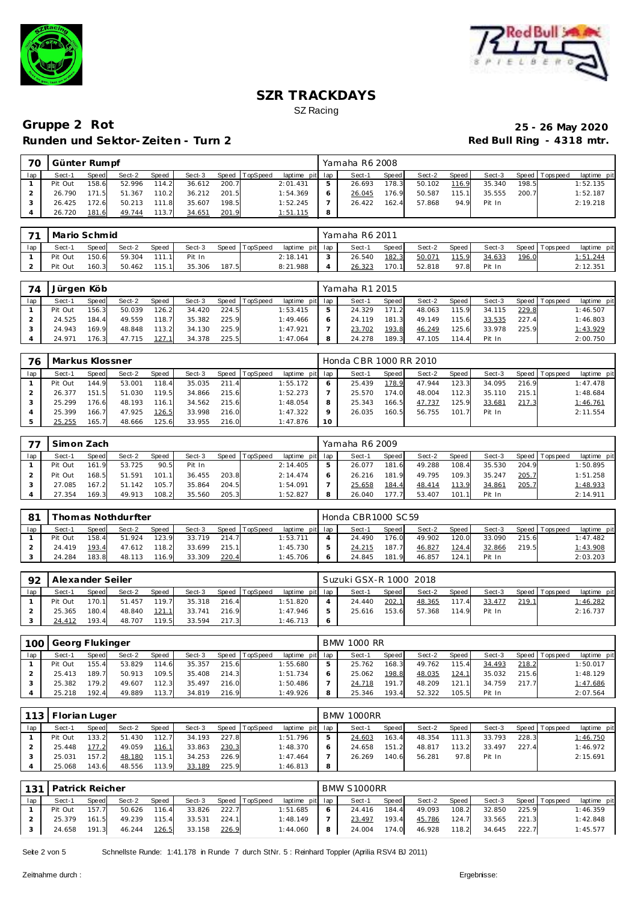# SZR TRACKDAYS

SZ Racing

## Gruppe 2 Rot

**Runden und Sektor-Zeiten - Turn 2**

**25 - 26 May 2020**

**Red Bull Ring - 4318 mtr.**

| 70 | Günter Rumpf | | | | | | | | Yamaha R6 2008 | | | | | | | | |
|---|---|---|---|---|---|---|---|---|---|---|---|---|---|---|---|---|---|
| lap | Sect-1 | Speed | Sect-2 | Speed | Sect-3 | Speed | TopSpeed | laptime pit | lap | Sect-1 | Speed | Sect-2 | Speed | Sect-3 | Speed | Topspeed | laptime pit |
| 1 | Pit Out | 158.6 | 52.996 | 114.2 | 36.612 | 200.7 | | 2:01.431 | 5 | 26.693 | 178.3 | 50.102 | 116.9 | 35.340 | 198.5 | | 1:52.135 |
| 2 | 26.790 | 171.5 | 51.367 | 110.2 | 36.212 | 201.5 | | 1:54.369 | 6 | 26.045 | 176.9 | 50.587 | 115.1 | 35.555 | 200.7 | | 1:52.187 |
| 3 | 26.425 | 172.6 | 50.213 | 111.8 | 35.607 | 198.5 | | 1:52.245 | 7 | 26.422 | 162.4 | 57.868 | 94.9 | Pit In | | | 2:19.218 |
| 4 | 26.720 | 181.6 | 49.744 | 113.7 | 34.651 | 201.9 | | 1:51.115 | 8 | | | | | | | | |

| 71 | Mario Schmid | | | | | | | | Yamaha R6 2011 | | | | | | | | |
|---|---|---|---|---|---|---|---|---|---|---|---|---|---|---|---|---|---|
| lap | Sect-1 | Speed | Sect-2 | Speed | Sect-3 | Speed | TopSpeed | laptime pit | lap | Sect-1 | Speed | Sect-2 | Speed | Sect-3 | Speed | Topspeed | laptime pit |
| 1 | Pit Out | 150.6 | 59.304 | 111.1 | Pit In | | | 2:18.141 | 3 | 26.540 | 182.3 | 50.071 | 115.9 | 34.633 | 196.0 | | 1:51.244 |
| 2 | Pit Out | 160.3 | 50.462 | 115.1 | 35.306 | 187.5 | | 8:21.988 | 4 | 26.323 | 170.1 | 52.818 | 97.8 | Pit In | | | 2:12.351 |

| 74 | Jürgen Köb | | | | | | | | Yamaha R1 2015 | | | | | | | | |
|---|---|---|---|---|---|---|---|---|---|---|---|---|---|---|---|---|---|
| lap | Sect-1 | Speed | Sect-2 | Speed | Sect-3 | Speed | TopSpeed | laptime pit | lap | Sect-1 | Speed | Sect-2 | Speed | Sect-3 | Speed | Topspeed | laptime pit |
| 1 | Pit Out | 156.3 | 50.039 | 126.2 | 34.420 | 224.5 | | 1:53.415 | 5 | 24.329 | 171.2 | 48.063 | 115.9 | 34.115 | 229.8 | | 1:46.507 |
| 2 | 24.525 | 184.4 | 49.559 | 118.7 | 35.382 | 225.9 | | 1:49.466 | 6 | 24.119 | 181.3 | 49.149 | 115.6 | 33.535 | 227.4 | | 1:46.803 |
| 3 | 24.943 | 169.9 | 48.848 | 113.2 | 34.130 | 225.9 | | 1:47.921 | 7 | 23.702 | 193.8 | 46.249 | 125.6 | 33.978 | 225.9 | | 1:43.929 |
| 4 | 24.971 | 176.3 | 47.715 | 127.1 | 34.378 | 225.5 | | 1:47.064 | 8 | 24.278 | 189.3 | 47.105 | 114.4 | Pit In | | | 2:00.750 |

| 76 | Markus Klossner | | | | | | | | Honda CBR 1000 RR 2010 | | | | | | | | |
|---|---|---|---|---|---|---|---|---|---|---|---|---|---|---|---|---|---|
| lap | Sect-1 | Speed | Sect-2 | Speed | Sect-3 | Speed | TopSpeed | laptime pit | lap | Sect-1 | Speed | Sect-2 | Speed | Sect-3 | Speed | Topspeed | laptime pit |
| 1 | Pit Out | 144.9 | 53.001 | 118.4 | 35.035 | 211.4 | | 1:55.172 | 6 | 25.439 | 178.9 | 47.944 | 123.3 | 34.095 | 216.9 | | 1:47.478 |
| 2 | 26.377 | 151.5 | 51.030 | 119.5 | 34.866 | 215.6 | | 1:52.273 | 7 | 25.570 | 174.0 | 48.004 | 112.3 | 35.110 | 215.1 | | 1:48.684 |
| 3 | 25.299 | 176.6 | 48.193 | 116.1 | 34.562 | 215.6 | | 1:48.054 | 8 | 25.343 | 166.5 | 47.737 | 125.9 | 33.681 | 217.3 | | 1:46.761 |
| 4 | 25.399 | 166.7 | 47.925 | 126.5 | 33.998 | 216.0 | | 1:47.322 | 9 | 26.035 | 160.5 | 56.755 | 101.7 | Pit In | | | 2:11.554 |
| 5 | 25.255 | 165.7 | 48.666 | 125.6 | 33.955 | 216.0 | | 1:47.876 | 10 | | | | | | | | |

| 77 | Simon Zach | | | | | | | | Yamaha R6 2009 | | | | | | | | |
|---|---|---|---|---|---|---|---|---|---|---|---|---|---|---|---|---|---|
| lap | Sect-1 | Speed | Sect-2 | Speed | Sect-3 | Speed | TopSpeed | laptime pit | lap | Sect-1 | Speed | Sect-2 | Speed | Sect-3 | Speed | Topspeed | laptime pit |
| 1 | Pit Out | 161.9 | 53.725 | 90.5 | Pit In | | | 2:14.405 | 5 | 26.077 | 181.6 | 49.288 | 108.4 | 35.530 | 204.9 | | 1:50.895 |
| 2 | Pit Out | 168.5 | 51.591 | 101.1 | 36.455 | 203.8 | | 2:14.474 | 6 | 26.216 | 181.9 | 49.795 | 109.3 | 35.247 | 205.7 | | 1:51.258 |
| 3 | 27.085 | 167.2 | 51.142 | 105.7 | 35.864 | 204.5 | | 1:54.091 | 7 | 25.658 | 184.4 | 48.414 | 113.9 | 34.861 | 205.7 | | 1:48.933 |
| 4 | 27.354 | 169.3 | 49.913 | 108.2 | 35.560 | 205.3 | | 1:52.827 | 8 | 26.040 | 177.7 | 53.407 | 101.1 | Pit In | | | 2:14.911 |

| 81 | Thomas Nothdurfter | | | | | | | | Honda CBR1000 SC59 | | | | | | | | |
|---|---|---|---|---|---|---|---|---|---|---|---|---|---|---|---|---|---|
| lap | Sect-1 | Speed | Sect-2 | Speed | Sect-3 | Speed | TopSpeed | laptime pit | lap | Sect-1 | Speed | Sect-2 | Speed | Sect-3 | Speed | Topspeed | laptime pit |
| 1 | Pit Out | 158.4 | 51.924 | 123.9 | 33.719 | 214.7 | | 1:53.711 | 4 | 24.490 | 176.0 | 49.902 | 120.0 | 33.090 | 215.6 | | 1:47.482 |
| 2 | 24.419 | 193.4 | 47.612 | 118.2 | 33.699 | 215.1 | | 1:45.730 | 5 | 24.215 | 187.7 | 46.827 | 124.4 | 32.866 | 219.5 | | 1:43.908 |
| 3 | 24.284 | 183.8 | 48.113 | 116.9 | 33.309 | 220.4 | | 1:45.706 | 6 | 24.845 | 181.9 | 46.857 | 124.1 | Pit In | | | 2:03.203 |

| 92 | Alexander Seiler | | | | | | | | Suzuki GSX-R 1000 2018 | | | | | | | | |
|---|---|---|---|---|---|---|---|---|---|---|---|---|---|---|---|---|---|
| lap | Sect-1 | Speed | Sect-2 | Speed | Sect-3 | Speed | TopSpeed | laptime pit | lap | Sect-1 | Speed | Sect-2 | Speed | Sect-3 | Speed | Topspeed | laptime pit |
| 1 | Pit Out | 170.1 | 51.457 | 119.7 | 35.318 | 216.4 | | 1:51.820 | 4 | 24.440 | 202.1 | 48.365 | 117.4 | 33.477 | 219.1 | | 1:46.282 |
| 2 | 25.365 | 180.4 | 48.840 | 121.1 | 33.741 | 216.9 | | 1:47.946 | 5 | 25.616 | 153.6 | 57.368 | 114.9 | Pit In | | | 2:16.737 |
| 3 | 24.412 | 193.4 | 48.707 | 119.5 | 33.594 | 217.3 | | 1:46.713 | 6 | | | | | | | | |

| 100 | Georg Flukinger | | | | | | | | BMW 1000 RR | | | | | | | | |
|---|---|---|---|---|---|---|---|---|---|---|---|---|---|---|---|---|---|
| lap | Sect-1 | Speed | Sect-2 | Speed | Sect-3 | Speed | TopSpeed | laptime pit | lap | Sect-1 | Speed | Sect-2 | Speed | Sect-3 | Speed | Topspeed | laptime pit |
| 1 | Pit Out | 155.4 | 53.829 | 114.6 | 35.357 | 215.6 | | 1:55.680 | 5 | 25.762 | 168.3 | 49.762 | 115.4 | 34.493 | 218.2 | | 1:50.017 |
| 2 | 25.413 | 189.7 | 50.913 | 109.5 | 35.408 | 214.3 | | 1:51.734 | 6 | 25.062 | 198.8 | 48.035 | 124.1 | 35.032 | 215.6 | | 1:48.129 |
| 3 | 25.382 | 179.2 | 49.607 | 112.3 | 35.497 | 216.0 | | 1:50.486 | 7 | 24.718 | 191.7 | 48.209 | 121.1 | 34.759 | 217.7 | | 1:47.686 |
| 4 | 25.218 | 192.4 | 49.889 | 113.7 | 34.819 | 216.9 | | 1:49.926 | 8 | 25.346 | 193.4 | 52.322 | 105.5 | Pit In | | | 2:07.564 |

| 113 | Florian Luger | | | | | | | | BMW 1000RR | | | | | | | | |
|---|---|---|---|---|---|---|---|---|---|---|---|---|---|---|---|---|---|
| lap | Sect-1 | Speed | Sect-2 | Speed | Sect-3 | Speed | TopSpeed | laptime pit | lap | Sect-1 | Speed | Sect-2 | Speed | Sect-3 | Speed | Topspeed | laptime pit |
| 1 | Pit Out | 133.2 | 51.430 | 112.7 | 34.193 | 227.8 | | 1:51.796 | 5 | 24.603 | 163.4 | 48.354 | 111.3 | 33.793 | 228.3 | | 1:46.750 |
| 2 | 25.448 | 177.2 | 49.059 | 116.1 | 33.863 | 230.3 | | 1:48.370 | 6 | 24.658 | 151.2 | 48.817 | 113.2 | 33.497 | 227.4 | | 1:46.972 |
| 3 | 25.031 | 157.2 | 48.180 | 115.1 | 34.253 | 226.9 | | 1:47.464 | 7 | 26.269 | 140.6 | 56.281 | 97.8 | Pit In | | | 2:15.691 |
| 4 | 25.068 | 143.6 | 48.556 | 113.9 | 33.189 | 225.9 | | 1:46.813 | 8 | | | | | | | | |

| 131 | Patrick Reicher | | | | | | | | BMW S1000RR | | | | | | | | |
|---|---|---|---|---|---|---|---|---|---|---|---|---|---|---|---|---|---|
| lap | Sect-1 | Speed | Sect-2 | Speed | Sect-3 | Speed | TopSpeed | laptime pit | lap | Sect-1 | Speed | Sect-2 | Speed | Sect-3 | Speed | Topspeed | laptime pit |
| 1 | Pit Out | 157.7 | 50.626 | 116.4 | 33.826 | 222.7 | | 1:51.685 | 6 | 24.416 | 184.4 | 49.093 | 108.2 | 32.850 | 225.9 | | 1:46.359 |
| 2 | 25.379 | 161.5 | 49.239 | 115.4 | 33.531 | 224.1 | | 1:48.149 | 7 | 23.497 | 193.4 | 45.786 | 124.7 | 33.565 | 221.3 | | 1:42.848 |
| 3 | 24.658 | 191.3 | 46.244 | 126.5 | 33.158 | 226.9 | | 1:44.060 | 8 | 24.004 | 174.0 | 46.928 | 118.2 | 34.645 | 222.7 | | 1:45.577 |

Schnellste Runde: 1:41.178 in Runde 7 durch StNr. 5 : Reinhard Toppler (Aprilia RSV4 BJ 2011)

Zeitnahme durch : Ergebnisse: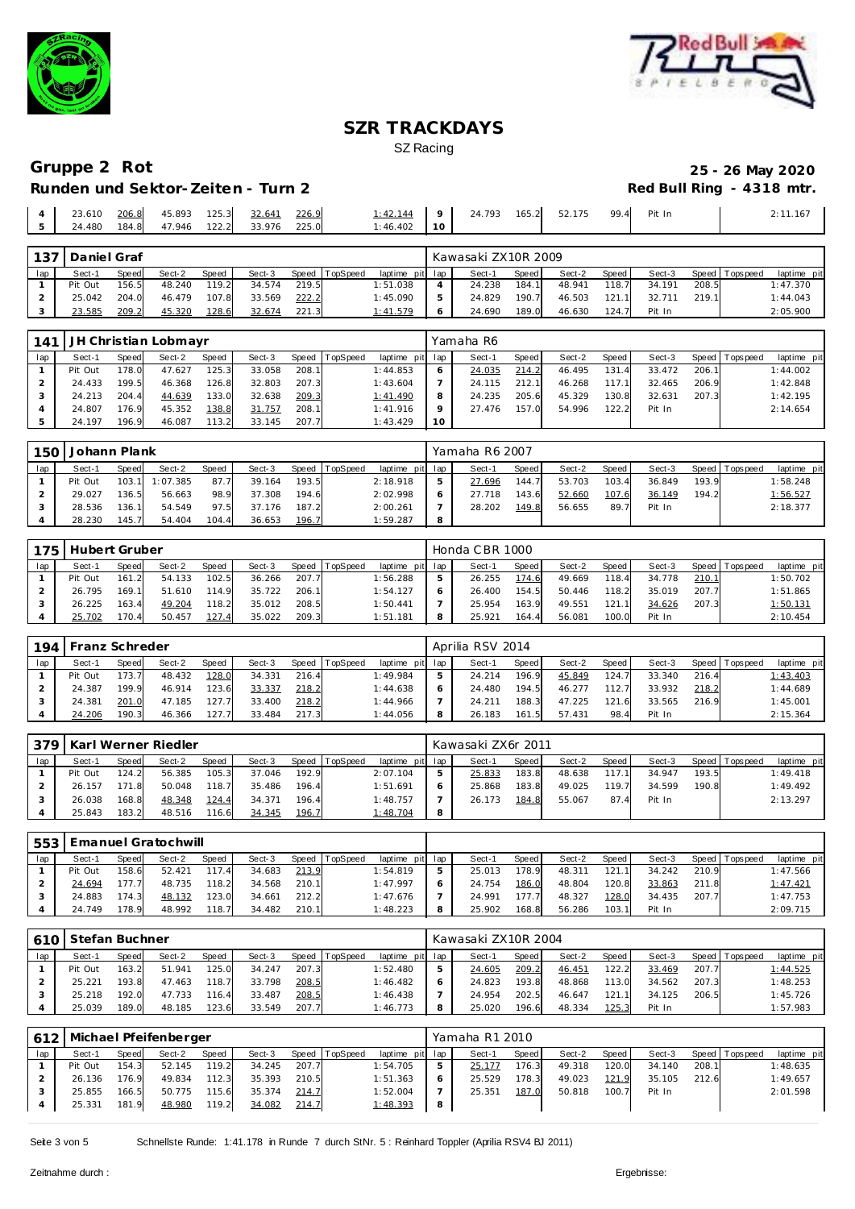# SZR TRACKDAYS

SZ Racing

## Gruppe 2 Rot

**25 - 26 May 2020**

### Runden und Sektor-Zeiten - Turn 2

**Red Bull Ring - 4318 mtr.**

| lap | Sect-1 | Speed | Sect-2 | Speed | Sect-3 | Speed | TopSpeed | laptime pit | lap | Sect-1 | Speed | Sect-2 | Speed | Sect-3 | Speed | Topspeed | laptime pit |
|---|---|---|---|---|---|---|---|---|---|---|---|---|---|---|---|---|---|
| 4 | 23.610 | 206.8 | 45.893 | 125.3 | 32.641 | 226.9 | | 1:42.144 | 9 | 24.793 | 165.2 | 52.175 | 99.4 | Pit In | | | 2:11.167 |
| 5 | 24.480 | 184.8 | 47.946 | 122.2 | 33.976 | 225.0 | | 1:46.402 | 10 | | | | | | | | |

### 137 Daniel Graf — Kawasaki ZX10R 2009

| lap | Sect-1 | Speed | Sect-2 | Speed | Sect-3 | Speed | TopSpeed | laptime pit | lap | Sect-1 | Speed | Sect-2 | Speed | Sect-3 | Speed | Topspeed | laptime pit |
|---|---|---|---|---|---|---|---|---|---|---|---|---|---|---|---|---|---|
| 1 | Pit Out | 156.5 | 48.240 | 119.2 | 34.574 | 219.5 | | 1:51.038 | 4 | 24.238 | 184.1 | 48.941 | 118.7 | 34.191 | 208.5 | | 1:47.370 |
| 2 | 25.042 | 204.0 | 46.479 | 107.8 | 33.569 | 222.2 | | 1:45.090 | 5 | 24.829 | 190.7 | 46.503 | 121.1 | 32.711 | 219.1 | | 1:44.043 |
| 3 | 23.585 | 209.2 | 45.320 | 128.6 | 32.674 | 221.3 | | 1:41.579 | 6 | 24.690 | 189.0 | 46.630 | 124.7 | Pit In | | | 2:05.900 |

### 141 JH Christian Lobmayr — Yamaha R6

| lap | Sect-1 | Speed | Sect-2 | Speed | Sect-3 | Speed | TopSpeed | laptime pit | lap | Sect-1 | Speed | Sect-2 | Speed | Sect-3 | Speed | Topspeed | laptime pit |
|---|---|---|---|---|---|---|---|---|---|---|---|---|---|---|---|---|---|
| 1 | Pit Out | 178.0 | 47.627 | 125.3 | 33.058 | 208.1 | | 1:44.853 | 6 | 24.035 | 214.2 | 46.495 | 131.4 | 33.472 | 206.1 | | 1:44.002 |
| 2 | 24.433 | 199.5 | 46.368 | 126.8 | 32.803 | 207.3 | | 1:43.604 | 7 | 24.115 | 212.1 | 46.268 | 117.1 | 32.465 | 206.9 | | 1:42.848 |
| 3 | 24.213 | 204.4 | 44.639 | 133.0 | 32.638 | 209.3 | | 1:41.490 | 8 | 24.235 | 205.6 | 45.329 | 130.8 | 32.631 | 207.3 | | 1:42.195 |
| 4 | 24.807 | 176.9 | 45.352 | 138.8 | 31.757 | 208.1 | | 1:41.916 | 9 | 27.476 | 157.0 | 54.996 | 122.2 | Pit In | | | 2:14.654 |
| 5 | 24.197 | 196.9 | 46.087 | 113.2 | 33.145 | 207.7 | | 1:43.429 | 10 | | | | | | | | |

### 150 Johann Plank — Yamaha R6 2007

| lap | Sect-1 | Speed | Sect-2 | Speed | Sect-3 | Speed | TopSpeed | laptime pit | lap | Sect-1 | Speed | Sect-2 | Speed | Sect-3 | Speed | Topspeed | laptime pit |
|---|---|---|---|---|---|---|---|---|---|---|---|---|---|---|---|---|---|
| 1 | Pit Out | 103.1 | 1:07.385 | 87.7 | 39.164 | 193.5 | | 2:18.918 | 5 | 27.696 | 144.7 | 53.703 | 103.4 | 36.849 | 193.9 | | 1:58.248 |
| 2 | 29.027 | 136.5 | 56.663 | 98.9 | 37.308 | 194.6 | | 2:02.998 | 6 | 27.718 | 143.6 | 52.660 | 107.6 | 36.149 | 194.2 | | 1:56.527 |
| 3 | 28.536 | 136.1 | 54.549 | 97.5 | 37.176 | 187.2 | | 2:00.261 | 7 | 28.202 | 149.8 | 56.655 | 89.7 | Pit In | | | 2:18.377 |
| 4 | 28.230 | 145.7 | 54.404 | 104.4 | 36.653 | 196.7 | | 1:59.287 | 8 | | | | | | | | |

### 175 Hubert Gruber — Honda CBR 1000

| lap | Sect-1 | Speed | Sect-2 | Speed | Sect-3 | Speed | TopSpeed | laptime pit | lap | Sect-1 | Speed | Sect-2 | Speed | Sect-3 | Speed | Topspeed | laptime pit |
|---|---|---|---|---|---|---|---|---|---|---|---|---|---|---|---|---|---|
| 1 | Pit Out | 161.2 | 54.133 | 102.5 | 36.266 | 207.7 | | 1:56.288 | 5 | 26.255 | 174.6 | 49.669 | 118.4 | 34.778 | 210.1 | | 1:50.702 |
| 2 | 26.795 | 169.1 | 51.610 | 114.9 | 35.722 | 206.1 | | 1:54.127 | 6 | 26.400 | 154.5 | 50.446 | 118.2 | 35.019 | 207.7 | | 1:51.865 |
| 3 | 26.225 | 163.4 | 49.204 | 118.2 | 35.012 | 208.5 | | 1:50.441 | 7 | 25.954 | 163.9 | 49.551 | 121.1 | 34.626 | 207.3 | | 1:50.131 |
| 4 | 25.702 | 170.4 | 50.457 | 127.4 | 35.022 | 209.3 | | 1:51.181 | 8 | 25.921 | 164.4 | 56.081 | 100.0 | Pit In | | | 2:10.454 |

### 194 Franz Schreder — Aprilia RSV 2014

| lap | Sect-1 | Speed | Sect-2 | Speed | Sect-3 | Speed | TopSpeed | laptime pit | lap | Sect-1 | Speed | Sect-2 | Speed | Sect-3 | Speed | Topspeed | laptime pit |
|---|---|---|---|---|---|---|---|---|---|---|---|---|---|---|---|---|---|
| 1 | Pit Out | 173.7 | 48.432 | 128.0 | 34.331 | 216.4 | | 1:49.984 | 5 | 24.214 | 196.9 | 45.849 | 124.7 | 33.340 | 216.4 | | 1:43.403 |
| 2 | 24.387 | 199.9 | 46.914 | 123.6 | 33.337 | 218.2 | | 1:44.638 | 6 | 24.480 | 194.5 | 46.277 | 112.7 | 33.932 | 218.2 | | 1:44.689 |
| 3 | 24.381 | 201.0 | 47.185 | 127.7 | 33.400 | 218.2 | | 1:44.966 | 7 | 24.211 | 188.3 | 47.225 | 121.6 | 33.565 | 216.9 | | 1:45.001 |
| 4 | 24.206 | 190.3 | 46.366 | 127.7 | 33.484 | 217.3 | | 1:44.056 | 8 | 26.183 | 161.5 | 57.431 | 98.4 | Pit In | | | 2:15.364 |

### 379 Karl Werner Riedler — Kawasaki ZX6r 2011

| lap | Sect-1 | Speed | Sect-2 | Speed | Sect-3 | Speed | TopSpeed | laptime pit | lap | Sect-1 | Speed | Sect-2 | Speed | Sect-3 | Speed | Topspeed | laptime pit |
|---|---|---|---|---|---|---|---|---|---|---|---|---|---|---|---|---|---|
| 1 | Pit Out | 124.2 | 56.385 | 105.3 | 37.046 | 192.9 | | 2:07.104 | 5 | 25.833 | 183.8 | 48.638 | 117.1 | 34.947 | 193.5 | | 1:49.418 |
| 2 | 26.157 | 171.8 | 50.048 | 118.7 | 35.486 | 196.4 | | 1:51.691 | 6 | 25.868 | 183.8 | 49.025 | 119.7 | 34.599 | 190.8 | | 1:49.492 |
| 3 | 26.038 | 168.8 | 48.348 | 124.4 | 34.371 | 196.4 | | 1:48.757 | 7 | 26.173 | 184.8 | 55.067 | 87.4 | Pit In | | | 2:13.297 |
| 4 | 25.843 | 183.2 | 48.516 | 116.6 | 34.345 | 196.7 | | 1:48.704 | 8 | | | | | | | | |

### 553 Emanuel Gratochwill

| lap | Sect-1 | Speed | Sect-2 | Speed | Sect-3 | Speed | TopSpeed | laptime pit | lap | Sect-1 | Speed | Sect-2 | Speed | Sect-3 | Speed | Topspeed | laptime pit |
|---|---|---|---|---|---|---|---|---|---|---|---|---|---|---|---|---|---|
| 1 | Pit Out | 158.6 | 52.421 | 117.4 | 34.683 | 213.9 | | 1:54.819 | 5 | 25.013 | 178.9 | 48.311 | 121.1 | 34.242 | 210.9 | | 1:47.566 |
| 2 | 24.694 | 177.7 | 48.735 | 118.2 | 34.568 | 210.1 | | 1:47.997 | 6 | 24.754 | 186.0 | 48.804 | 120.8 | 33.863 | 211.8 | | 1:47.421 |
| 3 | 24.883 | 174.3 | 48.132 | 123.0 | 34.661 | 212.2 | | 1:47.676 | 7 | 24.991 | 177.7 | 48.327 | 128.0 | 34.435 | 207.7 | | 1:47.753 |
| 4 | 24.749 | 178.9 | 48.992 | 118.7 | 34.482 | 210.1 | | 1:48.223 | 8 | 25.902 | 168.8 | 56.286 | 103.1 | Pit In | | | 2:09.715 |

### 610 Stefan Buchner — Kawasaki ZX10R 2004

| lap | Sect-1 | Speed | Sect-2 | Speed | Sect-3 | Speed | TopSpeed | laptime pit | lap | Sect-1 | Speed | Sect-2 | Speed | Sect-3 | Speed | Topspeed | laptime pit |
|---|---|---|---|---|---|---|---|---|---|---|---|---|---|---|---|---|---|
| 1 | Pit Out | 163.2 | 51.941 | 125.0 | 34.247 | 207.3 | | 1:52.480 | 5 | 24.605 | 209.2 | 46.451 | 122.2 | 33.469 | 207.7 | | 1:44.525 |
| 2 | 25.221 | 193.8 | 47.463 | 118.7 | 33.798 | 208.5 | | 1:46.482 | 6 | 24.823 | 193.8 | 48.868 | 113.0 | 34.562 | 207.3 | | 1:48.253 |
| 3 | 25.218 | 192.0 | 47.733 | 116.4 | 33.487 | 208.5 | | 1:46.438 | 7 | 24.954 | 202.5 | 46.647 | 121.1 | 34.125 | 206.5 | | 1:45.726 |
| 4 | 25.039 | 189.0 | 48.185 | 123.6 | 33.549 | 207.7 | | 1:46.773 | 8 | 25.020 | 196.6 | 48.334 | 125.3 | Pit In | | | 1:57.983 |

### 612 Michael Pfeifenberger — Yamaha R1 2010

| lap | Sect-1 | Speed | Sect-2 | Speed | Sect-3 | Speed | TopSpeed | laptime pit | lap | Sect-1 | Speed | Sect-2 | Speed | Sect-3 | Speed | Topspeed | laptime pit |
|---|---|---|---|---|---|---|---|---|---|---|---|---|---|---|---|---|---|
| 1 | Pit Out | 154.3 | 52.145 | 119.2 | 34.245 | 207.7 | | 1:54.705 | 5 | 25.177 | 176.3 | 49.318 | 120.0 | 34.140 | 208.1 | | 1:48.635 |
| 2 | 26.136 | 176.9 | 49.834 | 112.3 | 35.393 | 210.5 | | 1:51.363 | 6 | 25.529 | 178.3 | 49.023 | 121.9 | 35.105 | 212.6 | | 1:49.657 |
| 3 | 25.855 | 166.5 | 50.775 | 115.6 | 35.374 | 214.7 | | 1:52.004 | 7 | 25.351 | 187.0 | 50.818 | 100.7 | Pit In | | | 2:01.598 |
| 4 | 25.331 | 181.9 | 48.980 | 119.2 | 34.082 | 214.7 | | 1:48.393 | 8 | | | | | | | | |

Schnellste Runde: 1:41.178 in Runde 7 durch StNr. 5 : Reinhard Toppler (Aprilia RSV4 BJ 2011)

Zeitnahme durch :

Ergebnisse: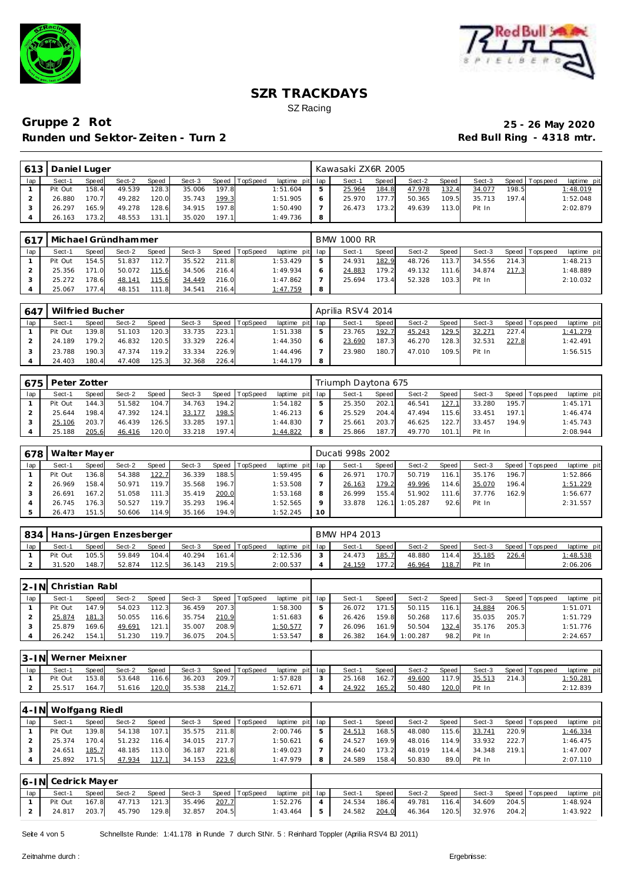# SZR TRACKDAYS

SZ Racing

## Gruppe 2 Rot

**Runden und Sektor-Zeiten - Turn 2**

**25 - 26 May 2020**

**Red Bull Ring - 4318 mtr.**

| 613 | Daniel Luger | | | | | | | | Kawasaki ZX6R 2005 | | | | | | | | |
|---|---|---|---|---|---|---|---|---|---|---|---|---|---|---|---|---|---|
| lap | Sect-1 | Speed | Sect-2 | Speed | Sect-3 | Speed | TopSpeed | laptime pit | lap | Sect-1 | Speed | Sect-2 | Speed | Sect-3 | Speed | Topspeed | laptime pit |
| 1 | Pit Out | 158.4 | 49.539 | 128.3 | 35.006 | 197.8 | | 1:51.604 | 5 | 25.964 | 184.8 | 47.978 | 132.4 | 34.077 | 198.5 | | 1:48.019 |
| 2 | 26.880 | 170.7 | 49.282 | 120.0 | 35.743 | 199.3 | | 1:51.905 | 6 | 25.970 | 177.7 | 50.365 | 109.5 | 35.713 | 197.4 | | 1:52.048 |
| 3 | 26.297 | 165.9 | 49.278 | 128.6 | 34.915 | 197.8 | | 1:50.490 | 7 | 26.473 | 173.2 | 49.639 | 113.0 | Pit In | | | 2:02.879 |
| 4 | 26.163 | 173.2 | 48.553 | 131.1 | 35.020 | 197.1 | | 1:49.736 | 8 | | | | | | | | |

| 617 | Michael Gründhammer | | | | | | | | BMW 1000 RR | | | | | | | | |
|---|---|---|---|---|---|---|---|---|---|---|---|---|---|---|---|---|---|
| lap | Sect-1 | Speed | Sect-2 | Speed | Sect-3 | Speed | TopSpeed | laptime pit | lap | Sect-1 | Speed | Sect-2 | Speed | Sect-3 | Speed | Topspeed | laptime pit |
| 1 | Pit Out | 154.5 | 51.837 | 112.7 | 35.522 | 211.8 | | 1:53.429 | 5 | 24.931 | 182.9 | 48.726 | 113.7 | 34.556 | 214.3 | | 1:48.213 |
| 2 | 25.356 | 171.0 | 50.072 | 115.6 | 34.506 | 216.4 | | 1:49.934 | 6 | 24.883 | 179.2 | 49.132 | 111.6 | 34.874 | 217.3 | | 1:48.889 |
| 3 | 25.272 | 178.6 | 48.141 | 115.6 | 34.449 | 216.0 | | 1:47.862 | 7 | 25.694 | 173.4 | 52.328 | 103.3 | Pit In | | | 2:10.032 |
| 4 | 25.067 | 177.4 | 48.151 | 111.8 | 34.541 | 216.4 | | 1:47.759 | 8 | | | | | | | | |

| 647 | Wilfried Bucher | | | | | | | | Aprilia RSV4 2014 | | | | | | | | |
|---|---|---|---|---|---|---|---|---|---|---|---|---|---|---|---|---|---|
| lap | Sect-1 | Speed | Sect-2 | Speed | Sect-3 | Speed | TopSpeed | laptime pit | lap | Sect-1 | Speed | Sect-2 | Speed | Sect-3 | Speed | Topspeed | laptime pit |
| 1 | Pit Out | 139.8 | 51.103 | 120.3 | 33.735 | 223.1 | | 1:51.338 | 5 | 23.765 | 192.7 | 45.243 | 129.5 | 32.271 | 227.4 | | 1:41.279 |
| 2 | 24.189 | 179.2 | 46.832 | 120.5 | 33.329 | 226.4 | | 1:44.350 | 6 | 23.690 | 187.3 | 46.270 | 128.3 | 32.531 | 227.8 | | 1:42.491 |
| 3 | 23.788 | 190.3 | 47.374 | 119.2 | 33.334 | 226.9 | | 1:44.496 | 7 | 23.980 | 180.7 | 47.010 | 109.5 | Pit In | | | 1:56.515 |
| 4 | 24.403 | 180.4 | 47.408 | 125.3 | 32.368 | 226.4 | | 1:44.179 | 8 | | | | | | | | |

| 675 | Peter Zotter | | | | | | | | Triumph Daytona 675 | | | | | | | | |
|---|---|---|---|---|---|---|---|---|---|---|---|---|---|---|---|---|---|
| lap | Sect-1 | Speed | Sect-2 | Speed | Sect-3 | Speed | TopSpeed | laptime pit | lap | Sect-1 | Speed | Sect-2 | Speed | Sect-3 | Speed | Topspeed | laptime pit |
| 1 | Pit Out | 144.3 | 51.582 | 104.7 | 34.763 | 194.2 | | 1:54.182 | 5 | 25.350 | 202.1 | 46.541 | 127.1 | 33.280 | 195.7 | | 1:45.171 |
| 2 | 25.644 | 198.4 | 47.392 | 124.1 | 33.177 | 198.5 | | 1:46.213 | 6 | 25.529 | 204.4 | 47.494 | 115.6 | 33.451 | 197.1 | | 1:46.474 |
| 3 | 25.106 | 203.7 | 46.439 | 126.5 | 33.285 | 197.1 | | 1:44.830 | 7 | 25.661 | 203.7 | 46.625 | 122.7 | 33.457 | 194.9 | | 1:45.743 |
| 4 | 25.188 | 205.6 | 46.416 | 120.0 | 33.218 | 197.4 | | 1:44.822 | 8 | 25.866 | 187.7 | 49.770 | 101.1 | Pit In | | | 2:08.944 |

| 678 | Walter Mayer | | | | | | | | Ducati 998s 2002 | | | | | | | | |
|---|---|---|---|---|---|---|---|---|---|---|---|---|---|---|---|---|---|
| lap | Sect-1 | Speed | Sect-2 | Speed | Sect-3 | Speed | TopSpeed | laptime pit | lap | Sect-1 | Speed | Sect-2 | Speed | Sect-3 | Speed | Topspeed | laptime pit |
| 1 | Pit Out | 136.8 | 54.388 | 122.7 | 36.339 | 188.5 | | 1:59.495 | 6 | 26.971 | 170.7 | 50.719 | 116.1 | 35.176 | 196.7 | | 1:52.866 |
| 2 | 26.969 | 158.4 | 50.971 | 119.7 | 35.568 | 196.7 | | 1:53.508 | 7 | 26.163 | 179.2 | 49.996 | 114.6 | 35.070 | 196.4 | | 1:51.229 |
| 3 | 26.691 | 167.2 | 51.058 | 111.3 | 35.419 | 200.0 | | 1:53.168 | 8 | 26.999 | 155.4 | 51.902 | 111.6 | 37.776 | 162.9 | | 1:56.677 |
| 4 | 26.745 | 176.3 | 50.527 | 119.7 | 35.293 | 196.4 | | 1:52.565 | 9 | 33.878 | 126.1 | 1:05.287 | 92.6 | Pit In | | | 2:31.557 |
| 5 | 26.473 | 151.5 | 50.606 | 114.9 | 35.166 | 194.9 | | 1:52.245 | 10 | | | | | | | | |

| 834 | Hans-Jürgen Enzesberger | | | | | | | | BMW HP4 2013 | | | | | | | | |
|---|---|---|---|---|---|---|---|---|---|---|---|---|---|---|---|---|---|
| lap | Sect-1 | Speed | Sect-2 | Speed | Sect-3 | Speed | TopSpeed | laptime pit | lap | Sect-1 | Speed | Sect-2 | Speed | Sect-3 | Speed | Topspeed | laptime pit |
| 1 | Pit Out | 105.5 | 59.849 | 104.4 | 40.294 | 161.4 | | 2:12.536 | 3 | 24.473 | 185.7 | 48.880 | 114.4 | 35.185 | 226.4 | | 1:48.538 |
| 2 | 31.520 | 148.7 | 52.874 | 112.5 | 36.143 | 219.5 | | 2:00.537 | 4 | 24.159 | 177.2 | 46.964 | 118.7 | Pit In | | | 2:06.206 |

| 2-IN | Christian Rabl | | | | | | | | | | | | | | | | |
|---|---|---|---|---|---|---|---|---|---|---|---|---|---|---|---|---|---|
| lap | Sect-1 | Speed | Sect-2 | Speed | Sect-3 | Speed | TopSpeed | laptime pit | lap | Sect-1 | Speed | Sect-2 | Speed | Sect-3 | Speed | Topspeed | laptime pit |
| 1 | Pit Out | 147.9 | 54.023 | 112.3 | 36.459 | 207.3 | | 1:58.300 | 5 | 26.072 | 171.5 | 50.115 | 116.1 | 34.884 | 206.5 | | 1:51.071 |
| 2 | 25.874 | 181.3 | 50.055 | 116.6 | 35.754 | 210.9 | | 1:51.683 | 6 | 26.426 | 159.8 | 50.268 | 117.6 | 35.035 | 205.7 | | 1:51.729 |
| 3 | 25.879 | 169.6 | 49.691 | 121.1 | 35.007 | 208.9 | | 1:50.577 | 7 | 26.096 | 161.9 | 50.504 | 132.4 | 35.176 | 205.3 | | 1:51.776 |
| 4 | 26.242 | 154.1 | 51.230 | 119.7 | 36.075 | 204.5 | | 1:53.547 | 8 | 26.382 | 164.9 | 1:00.287 | 98.2 | Pit In | | | 2:24.657 |

| 3-IN | Werner Meixner | | | | | | | | | | | | | | | | |
|---|---|---|---|---|---|---|---|---|---|---|---|---|---|---|---|---|---|
| lap | Sect-1 | Speed | Sect-2 | Speed | Sect-3 | Speed | TopSpeed | laptime pit | lap | Sect-1 | Speed | Sect-2 | Speed | Sect-3 | Speed | Topspeed | laptime pit |
| 1 | Pit Out | 153.8 | 53.648 | 116.6 | 36.203 | 209.7 | | 1:57.828 | 3 | 25.168 | 162.7 | 49.600 | 117.9 | 35.513 | 214.3 | | 1:50.281 |
| 2 | 25.517 | 164.7 | 51.616 | 120.0 | 35.538 | 214.7 | | 1:52.671 | 4 | 24.922 | 165.2 | 50.480 | 120.0 | Pit In | | | 2:12.839 |

| 4-IN | Wolfgang Riedl | | | | | | | | | | | | | | | | |
|---|---|---|---|---|---|---|---|---|---|---|---|---|---|---|---|---|---|
| lap | Sect-1 | Speed | Sect-2 | Speed | Sect-3 | Speed | TopSpeed | laptime pit | lap | Sect-1 | Speed | Sect-2 | Speed | Sect-3 | Speed | Topspeed | laptime pit |
| 1 | Pit Out | 139.8 | 54.138 | 107.1 | 35.575 | 211.8 | | 2:00.746 | 5 | 24.513 | 168.5 | 48.080 | 115.6 | 33.741 | 220.9 | | 1:46.334 |
| 2 | 25.374 | 170.4 | 51.232 | 116.4 | 34.015 | 217.7 | | 1:50.621 | 6 | 24.527 | 169.9 | 48.016 | 114.9 | 33.932 | 222.7 | | 1:46.475 |
| 3 | 24.651 | 185.7 | 48.185 | 113.0 | 36.187 | 221.8 | | 1:49.023 | 7 | 24.640 | 173.2 | 48.019 | 114.4 | 34.348 | 219.1 | | 1:47.007 |
| 4 | 25.892 | 171.5 | 47.934 | 117.1 | 34.153 | 223.6 | | 1:47.979 | 8 | 24.589 | 158.4 | 50.830 | 89.0 | Pit In | | | 2:07.110 |

| 6-IN | Cedrick Mayer | | | | | | | | | | | | | | | | |
|---|---|---|---|---|---|---|---|---|---|---|---|---|---|---|---|---|---|
| lap | Sect-1 | Speed | Sect-2 | Speed | Sect-3 | Speed | TopSpeed | laptime pit | lap | Sect-1 | Speed | Sect-2 | Speed | Sect-3 | Speed | Topspeed | laptime pit |
| 1 | Pit Out | 167.8 | 47.713 | 121.3 | 35.496 | 207.7 | | 1:52.276 | 4 | 24.534 | 186.4 | 49.781 | 116.4 | 34.609 | 204.5 | | 1:48.924 |
| 2 | 24.817 | 203.7 | 45.790 | 129.8 | 32.857 | 204.5 | | 1:43.464 | 5 | 24.582 | 204.0 | 46.364 | 120.5 | 32.976 | 204.2 | | 1:43.922 |

Schnellste Runde: 1:41.178 in Runde 7 durch StNr. 5 : Reinhard Toppler (Aprilia RSV4 BJ 2011)

Zeitnahme durch :

Ergebnisse: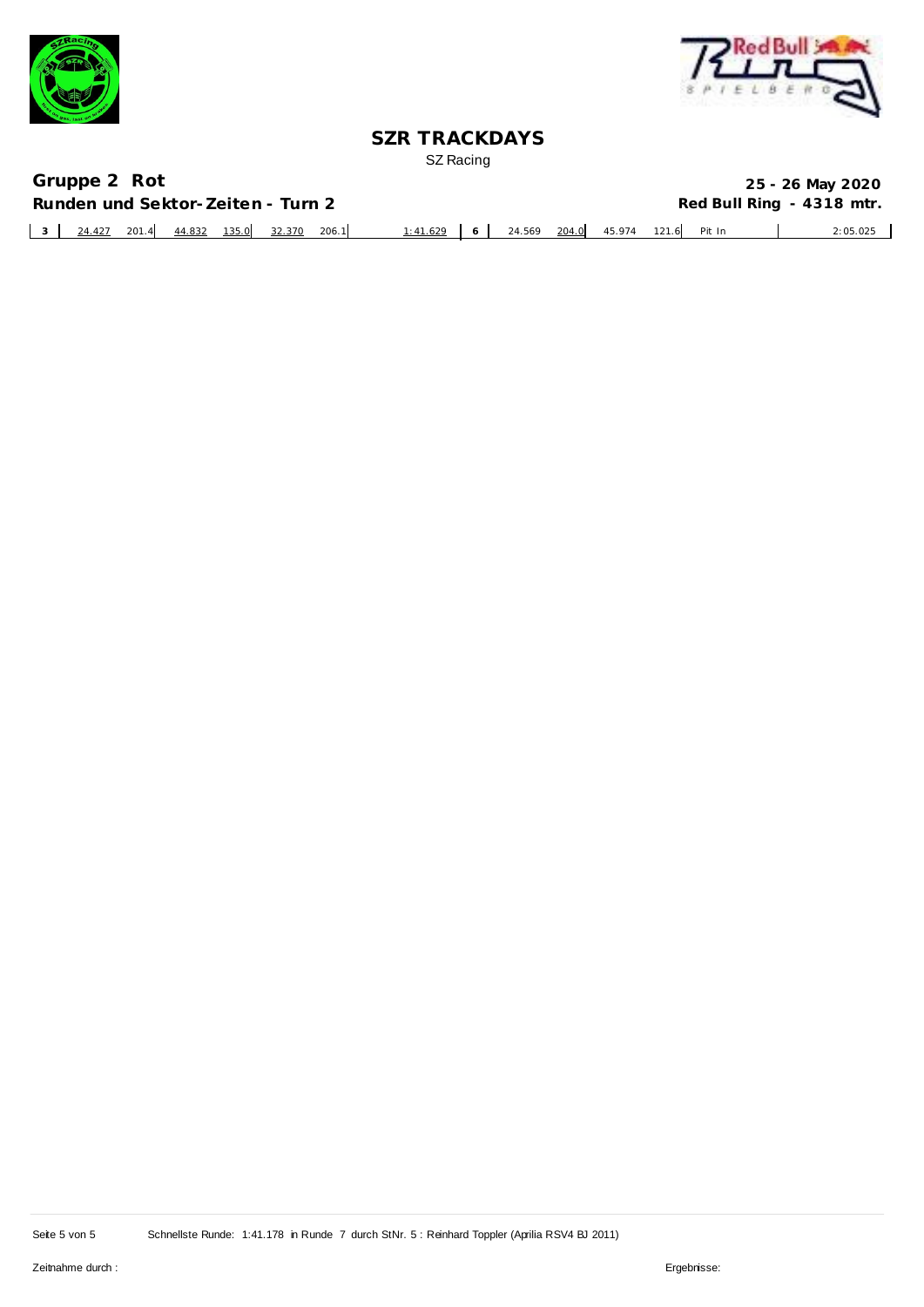# SZR TRACKDAYS

SZ Racing

**Gruppe 2 Rot**

**Runden und Sektor-Zeiten - Turn 2**

**25 - 26 May 2020**

**Red Bull Ring - 4318 mtr.**

| | | | | | | | | | | | | | | | |
|---|---|---|---|---|---|---|---|---|---|---|---|---|---|---|---|
| **3** | 24.427 | 201.4 | 44.832 | 135.0 | 32.370 | 206.1 | 1:41.629 | **6** | 24.569 | 204.0 | 45.974 | 121.6 | Pit In | | 2:05.025 |

Schnellste Runde: 1:41.178 in Runde 7 durch StNr. 5 : Reinhard Toppler (Aprilia RSV4 BJ 2011)

Zeitnahme durch :

Ergebnisse: